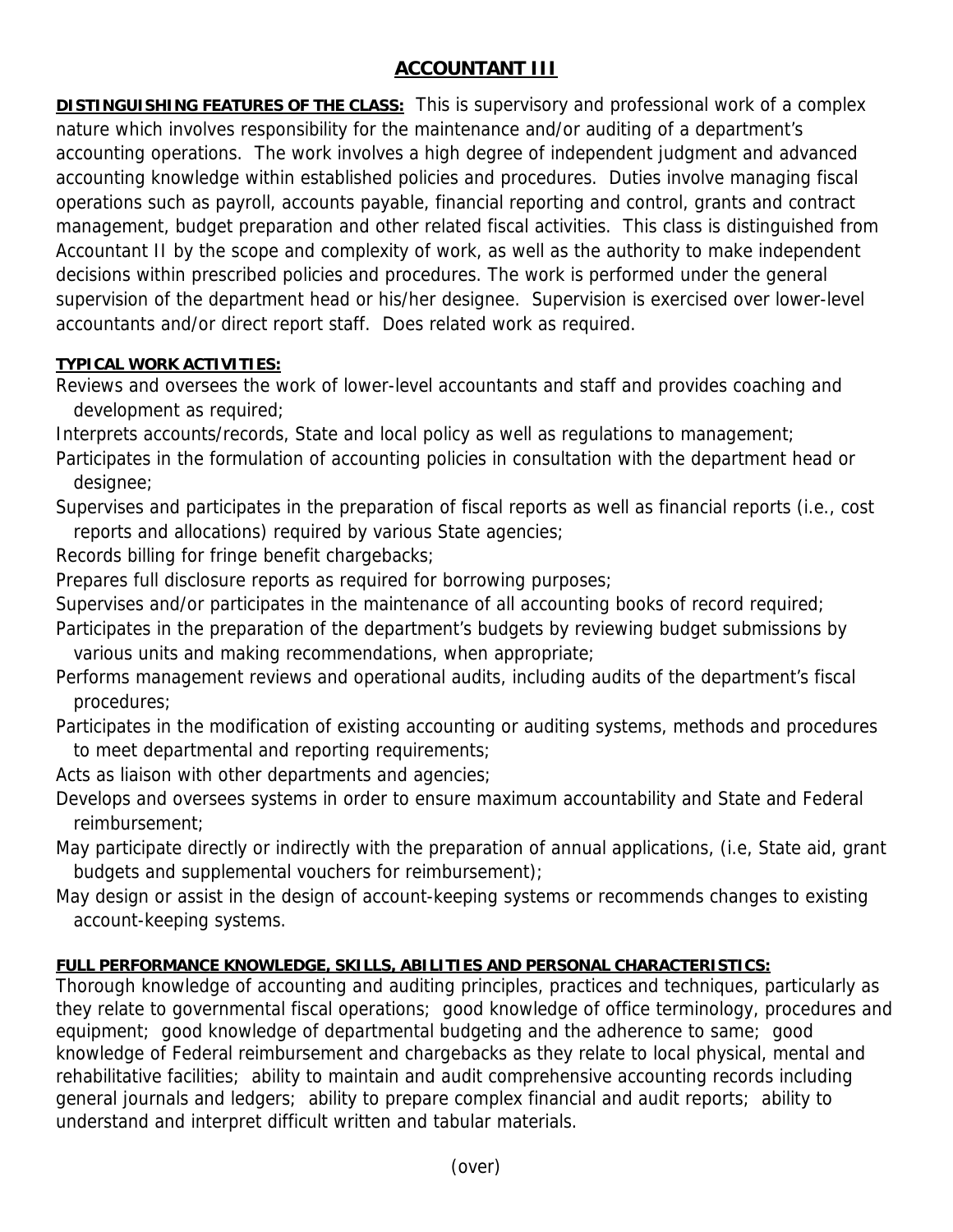# ACCOUNTANT III

**DISTINGUISHING FEATURES OF THE CLASS:** This is supervisory and professional work of a complex nature which involves responsibility for the maintenance and/or auditing of a department's accounting operations. The work involves a high degree of independent judgment and advanced accounting knowledge within established policies and procedures. Duties involve managing fiscal operations such as payroll, accounts payable, financial reporting and control, grants and contract management, budget preparation and other related fiscal activities. This class is distinguished from Accountant II by the scope and complexity of work, as well as the authority to make independent decisions within prescribed policies and procedures. The work is performed under the general supervision of the department head or his/her designee. Supervision is exercised over lower-level accountants and/or direct report staff. Does related work as required.

**TYPICAL WORK ACTIVITIES:**

Reviews and oversees the work of lower-level accountants and staff and provides coaching and development as required;

Interprets accounts/records, State and local policy as well as regulations to management;

Participates in the formulation of accounting policies in consultation with the department head or designee;

Supervises and participates in the preparation of fiscal reports as well as financial reports (i.e., cost reports and allocations) required by various State agencies;

Records billing for fringe benefit chargebacks;

Prepares full disclosure reports as required for borrowing purposes;

Supervises and/or participates in the maintenance of all accounting books of record required;

Participates in the preparation of the department's budgets by reviewing budget submissions by various units and making recommendations, when appropriate;

Performs management reviews and operational audits, including audits of the department's fiscal procedures;

Participates in the modification of existing accounting or auditing systems, methods and procedures to meet departmental and reporting requirements;

Acts as liaison with other departments and agencies;

Develops and oversees systems in order to ensure maximum accountability and State and Federal reimbursement;

May participate directly or indirectly with the preparation of annual applications, (i.e, State aid, grant budgets and supplemental vouchers for reimbursement);

May design or assist in the design of account-keeping systems or recommends changes to existing account-keeping systems.

**FULL PERFORMANCE KNOWLEDGE, SKILLS, ABILITIES AND PERSONAL CHARACTERISTICS:**

Thorough knowledge of accounting and auditing principles, practices and techniques, particularly as they relate to governmental fiscal operations; good knowledge of office terminology, procedures and equipment; good knowledge of departmental budgeting and the adherence to same; good knowledge of Federal reimbursement and chargebacks as they relate to local physical, mental and rehabilitative facilities; ability to maintain and audit comprehensive accounting records including general journals and ledgers; ability to prepare complex financial and audit reports; ability to understand and interpret difficult written and tabular materials.

(over)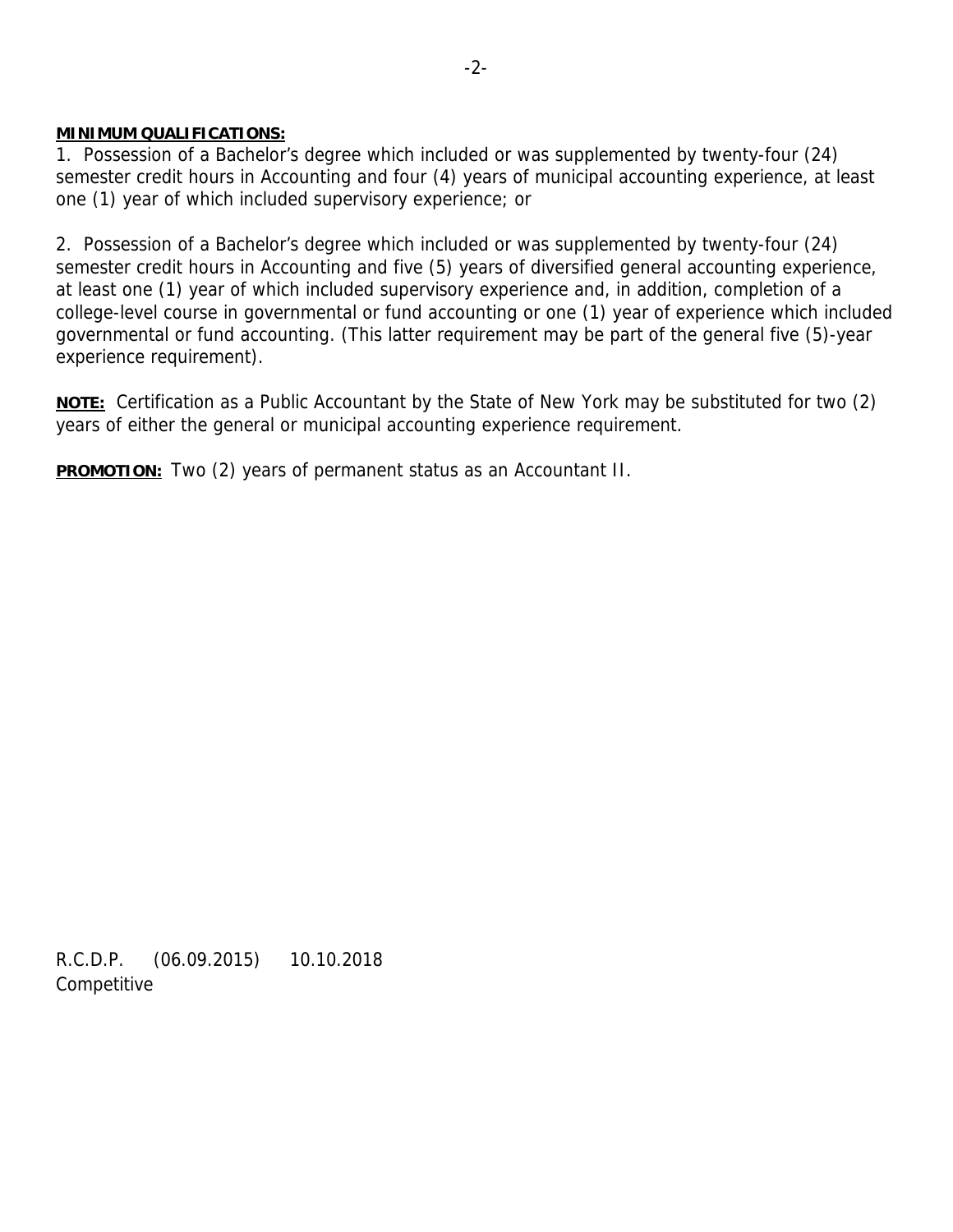**MINIMUM QUALIFICATIONS:**

1. Possession of a Bachelor's degree which included or was supplemented by twenty-four (24) semester credit hours in Accounting and four (4) years of municipal accounting experience, at least one (1) year of which included supervisory experience; or

2. Possession of a Bachelor's degree which included or was supplemented by twenty-four (24) semester credit hours in Accounting and five (5) years of diversified general accounting experience, at least one (1) year of which included supervisory experience and, in addition, completion of a college-level course in governmental or fund accounting or one (1) year of experience which included governmental or fund accounting. (This latter requirement may be part of the general five (5)-year experience requirement).

**NOTE:** Certification as a Public Accountant by the State of New York may be substituted for two (2) years of either the general or municipal accounting experience requirement.

**PROMOTION:** Two (2) years of permanent status as an Accountant II.

R.C.D.P. (06.09.2015) 10.10.2018
Competitive